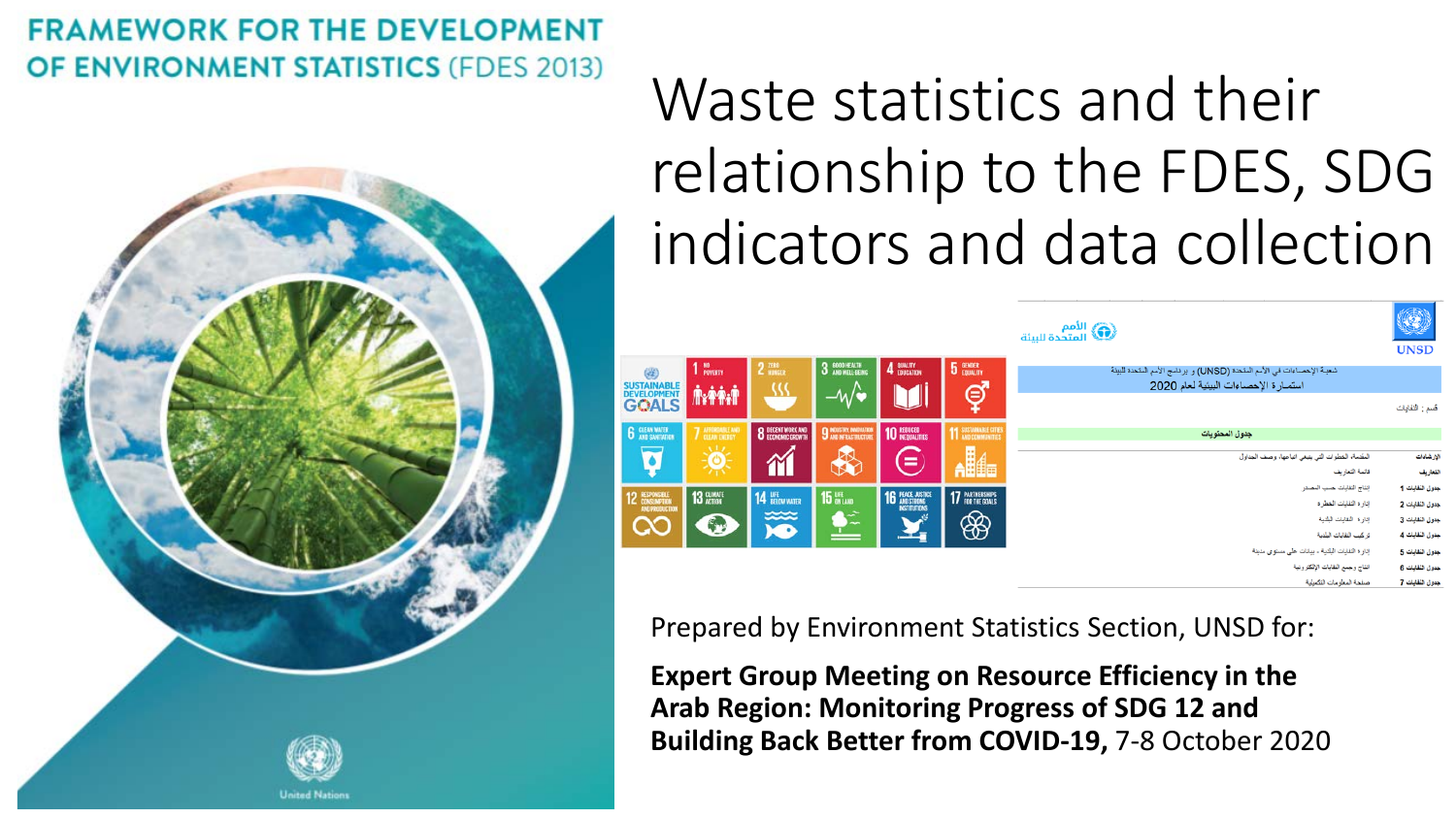# Waste statistics and their relationship to the FDES, SDG indicators and data collection

Prepared by Environment Statistics Section, UNSD for:

**Expert Group Meeting on Resource Efficiency in the Arab Region: Monitoring Progress of SDG 12 and Building Back Better from COVID-19,** 7-8 October 2020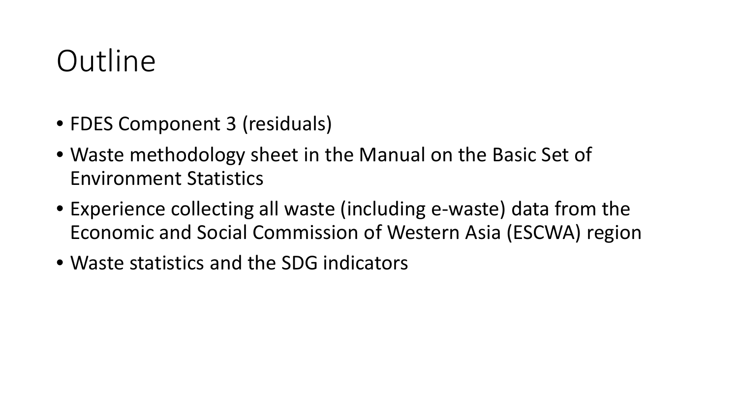# Outline

- FDES Component 3 (residuals)
- Waste methodology sheet in the Manual on the Basic Set of Environment Statistics
- Experience collecting all waste (including e-waste) data from the Economic and Social Commission of Western Asia (ESCWA) region
- Waste statistics and the SDG indicators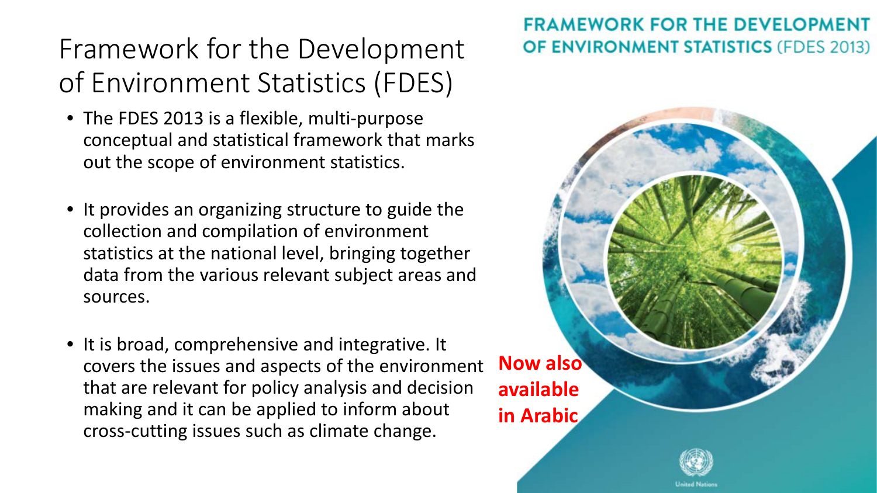# Framework for the Development of Environment Statistics (FDES)

- The FDES 2013 is a flexible, multi-purpose conceptual and statistical framework that marks out the scope of environment statistics.
- It provides an organizing structure to guide the collection and compilation of environment statistics at the national level, bringing together data from the various relevant subject areas and sources.
- It is broad, comprehensive and integrative. It covers the issues and aspects of the environment that are relevant for policy analysis and decision making and it can be applied to inform about cross-cutting issues such as climate change.

**FRAMEWORK FOR THE DEVELOPMENT OF ENVIRONMENT STATISTICS** (FDES 2013)

**Now also available in Arabic**

United Nations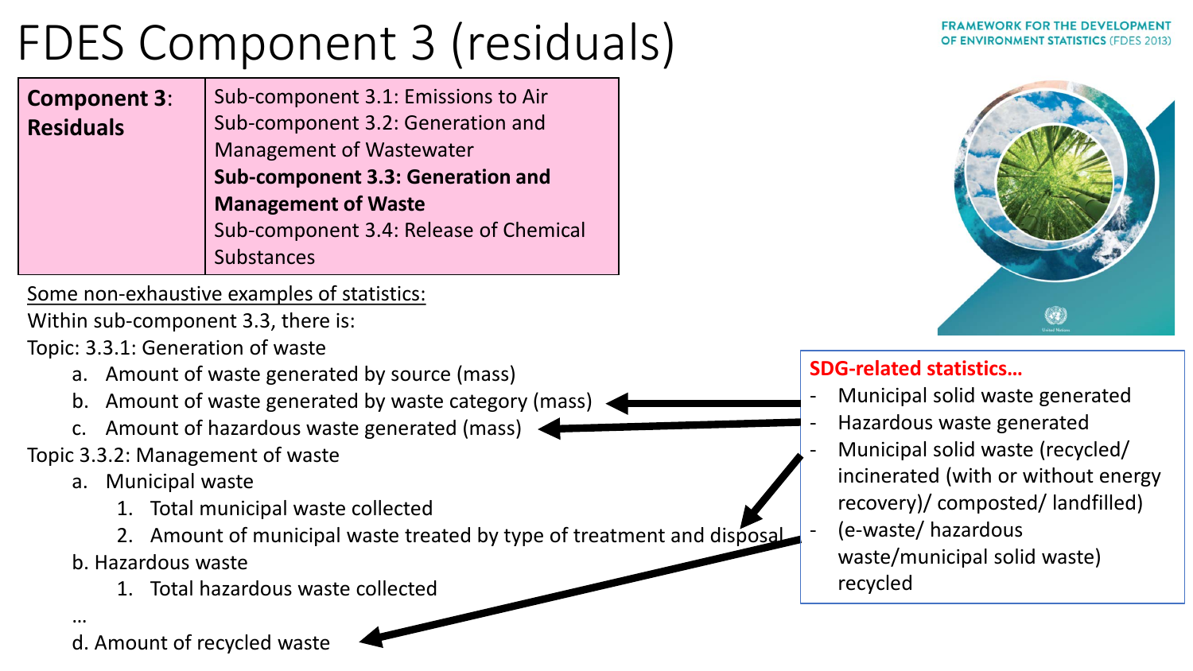# FDES Component 3 (residuals)

FRAMEWORK FOR THE DEVELOPMENT OF ENVIRONMENT STATISTICS (FDES 2013)

| **Component 3: Residuals** | Sub-component 3.1: Emissions to Air<br>Sub-component 3.2: Generation and Management of Wastewater<br>**Sub-component 3.3: Generation and Management of Waste**<br>Sub-component 3.4: Release of Chemical Substances |
|---|---|

<u>Some non-exhaustive examples of statistics:</u>

Within sub-component 3.3, there is:

Topic: 3.3.1: Generation of waste

a. Amount of waste generated by source (mass)
b. Amount of waste generated by waste category (mass)
c. Amount of hazardous waste generated (mass)

Topic 3.3.2: Management of waste

a. Municipal waste
   1. Total municipal waste collected
   2. Amount of municipal waste treated by type of treatment and disposal

b. Hazardous waste
   1. Total hazardous waste collected

…

d. Amount of recycled waste

**SDG-related statistics…**

- Municipal solid waste generated
- Hazardous waste generated
- Municipal solid waste (recycled/ incinerated (with or without energy recovery)/ composted/ landfilled)
- (e-waste/ hazardous waste/municipal solid waste) recycled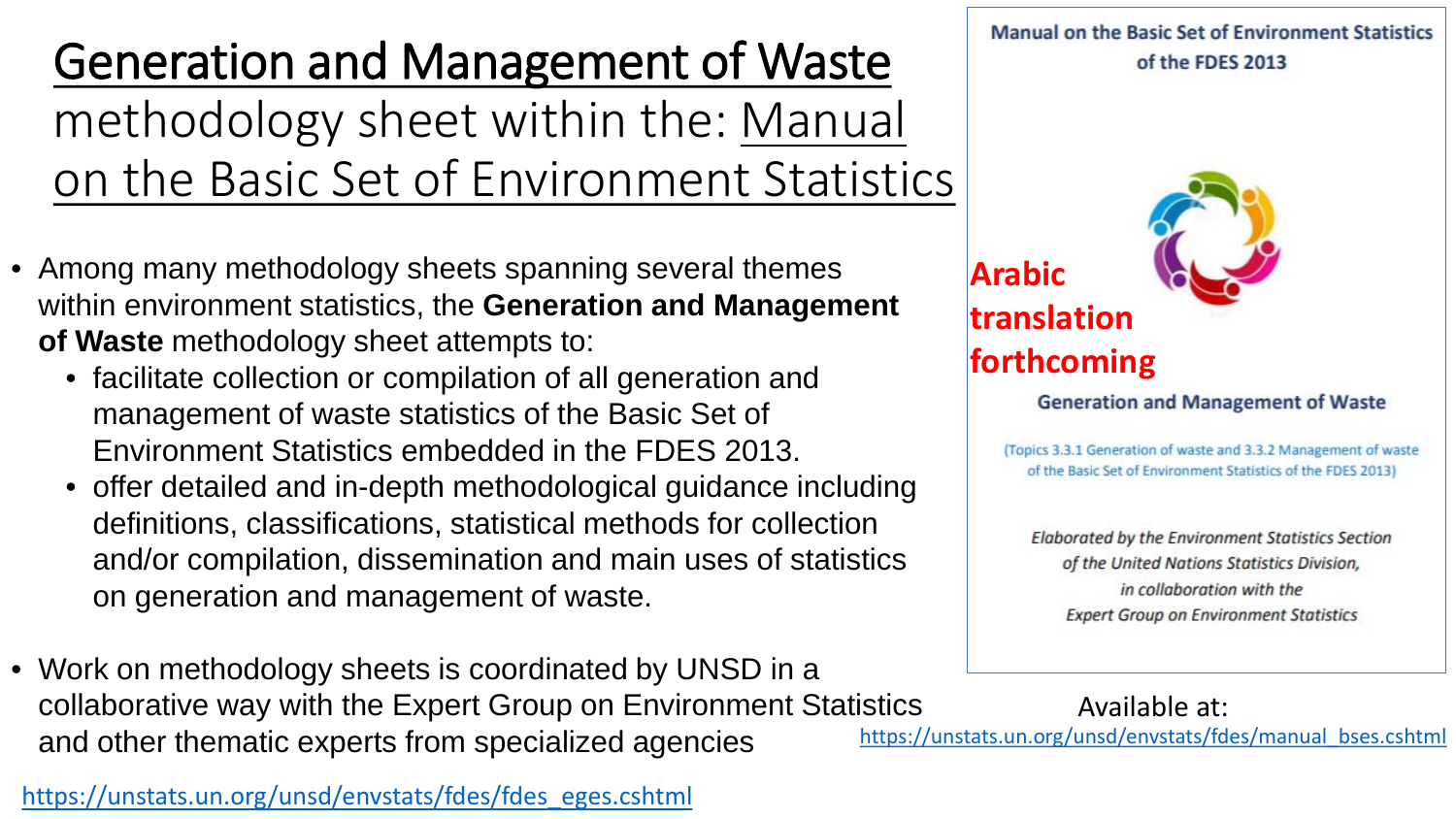# Generation and Management of Waste methodology sheet within the: Manual on the Basic Set of Environment Statistics

- Among many methodology sheets spanning several themes within environment statistics, the **Generation and Management of Waste** methodology sheet attempts to:
  - facilitate collection or compilation of all generation and management of waste statistics of the Basic Set of Environment Statistics embedded in the FDES 2013.
  - offer detailed and in-depth methodological guidance including definitions, classifications, statistical methods for collection and/or compilation, dissemination and main uses of statistics on generation and management of waste.
- Work on methodology sheets is coordinated by UNSD in a collaborative way with the Expert Group on Environment Statistics and other thematic experts from specialized agencies

https://unstats.un.org/unsd/envstats/fdes/fdes_eges.cshtml

**Manual on the Basic Set of Environment Statistics of the FDES 2013**

**Arabic translation forthcoming**

**Generation and Management of Waste**

(Topics 3.3.1 Generation of waste and 3.3.2 Management of waste of the Basic Set of Environment Statistics of the FDES 2013)

*Elaborated by the Environment Statistics Section of the United Nations Statistics Division, in collaboration with the Expert Group on Environment Statistics*

Available at: https://unstats.un.org/unsd/envstats/fdes/manual_bses.cshtml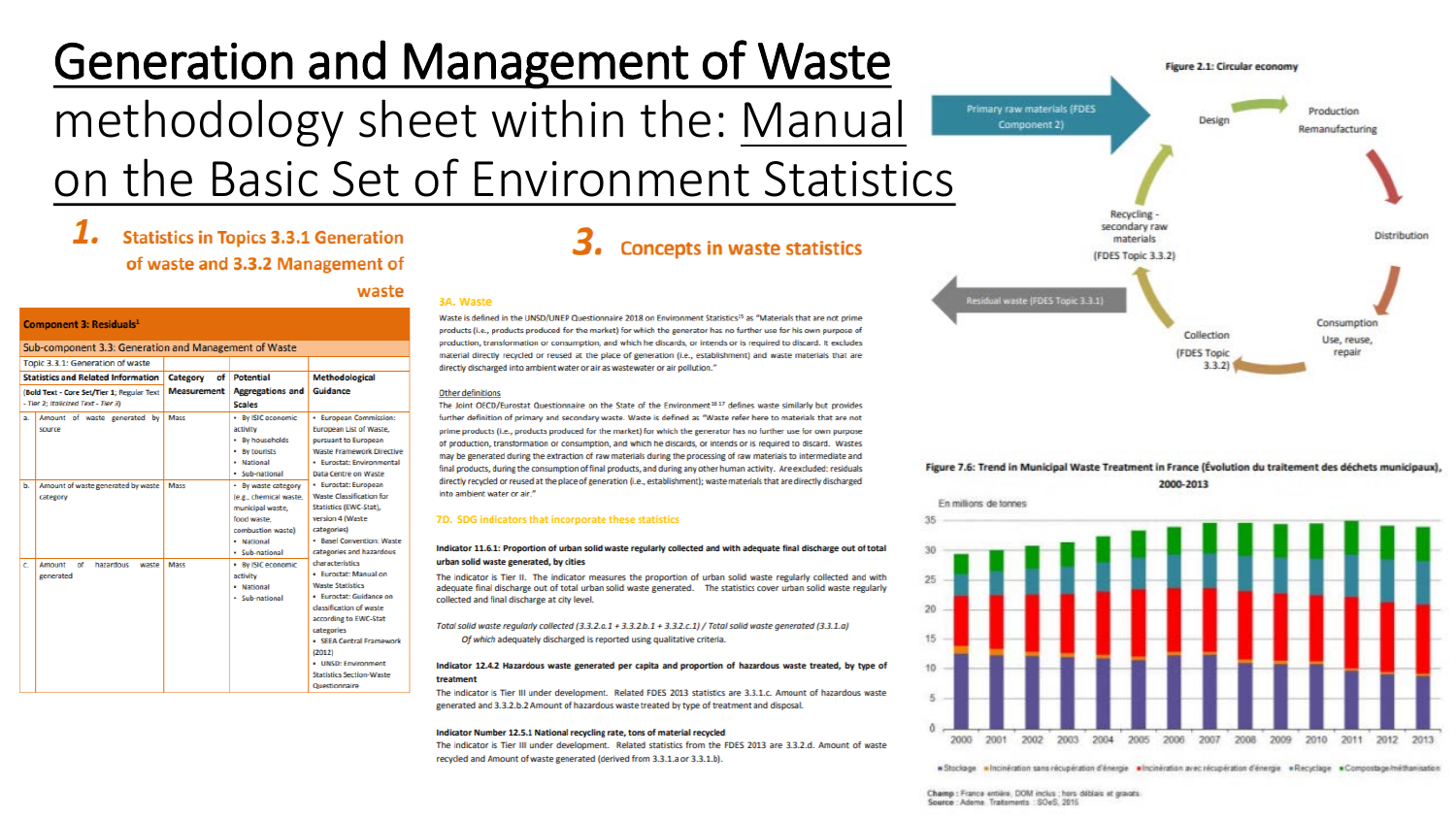# Generation and Management of Waste methodology sheet within the: Manual on the Basic Set of Environment Statistics

## 1. Statistics in Topics 3.3.1 Generation of waste and 3.3.2 Management of waste

| Component 3: Residuals[1] | | | |
|---|---|---|---|
| Sub-component 3.3: Generation and Management of Waste | | | |
| Topic 3.3.1: Generation of waste | | | |
| Statistics and Related Information (Bold Text - Core Set/Tier 1; Regular Text - Tier 2; *Italicized Text - Tier 3*) | Category of Measurement | Potential Aggregations and Scales | Methodological Guidance |
| a. Amount of waste generated by source | Mass | • By ISIC economic activity<br>• By households<br>• By tourists<br>• National<br>• Sub-national | • European Commission: European List of Waste, pursuant to European Waste Framework Directive<br>• Eurostat: Environmental Data Centre on Waste<br>• Eurostat: European Waste Classification for Statistics (EWC-Stat), version 4 (Waste categories)<br>• Basel Convention: Waste categories and hazardous characteristics<br>• Eurostat: Manual on Waste Statistics<br>• Eurostat: Guidance on classification of waste according to EWC-Stat categories<br>• SEEA Central Framework (2012)<br>• UNSD: Environment Statistics Section-Waste Questionnaire |
| b. Amount of waste generated by waste category | Mass | • By waste category (e.g., chemical waste, municipal waste, food waste, combustion waste)<br>• National<br>• Sub-national | |
| c. Amount of hazardous waste generated | Mass | • By ISIC economic activity<br>• National<br>• Sub-national | |

## 3. Concepts in waste statistics

### 3A. Waste

Waste is defined in the UNSD/UNEP Questionnaire 2018 on Environment Statistics[15] as "Materials that are not prime products (i.e., products produced for the market) for which the generator has no further use for his own purpose of production, transformation or consumption, and which he discards, or intends or is required to discard. It excludes material directly recycled or reused at the place of generation (i.e., establishment) and waste materials that are directly discharged into ambient water or air as wastewater or air pollution."

Other definitions

The Joint OECD/Eurostat Questionnaire on the State of the Environment[16 17] defines waste similarly but provides further definition of primary and secondary waste. Waste is defined as "Waste refer here to materials that are not prime products (i.e., products produced for the market) for which the generator has no further use for own purpose of production, transformation or consumption, and which he discards, or intends or is required to discard. Wastes may be generated during the extraction of raw materials during the processing of raw materials to intermediate and final products, during the consumption of final products, and during any other human activity. Are excluded: residuals directly recycled or reused at the place of generation (i.e., establishment); waste materials that are directly discharged into ambient water or air."

### 7D. SDG indicators that incorporate these statistics

**Indicator 11.6.1: Proportion of urban solid waste regularly collected and with adequate final discharge out of total urban solid waste generated, by cities**

The indicator is Tier II. The indicator measures the proportion of urban solid waste regularly collected and with adequate final discharge out of total urban solid waste generated. The statistics cover urban solid waste regularly collected and final discharge at city level.

*Total solid waste regularly collected (3.3.2.c.1 + 3.3.2b.1 + 3.3.2.c.1) / Total solid waste generated (3.3.1.a)*

*Of which adequately discharged is reported using qualitative criteria.*

**Indicator 12.4.2 Hazardous waste generated per capita and proportion of hazardous waste treated, by type of treatment**

The indicator is Tier III under development. Related FDES 2013 statistics are 3.3.1.c. Amount of hazardous waste generated and 3.3.2.b.2 Amount of hazardous waste treated by type of treatment and disposal.

**Indicator Number 12.5.1 National recycling rate, tons of material recycled**

The indicator is Tier III under development. Related statistics from the FDES 2013 are 3.3.2.d. Amount of waste recycled and Amount of waste generated (derived from 3.3.1.a or 3.3.1.b).

**Figure 2.1: Circular economy**

**Figure 7.6: Trend in Municipal Waste Treatment in France (Évolution du traitement des déchets municipaux), 2000-2013**

Champ : France entière, DOM inclus ; hors déblais et gravats.
Source : Ademe. Traitements : SOeS, 2015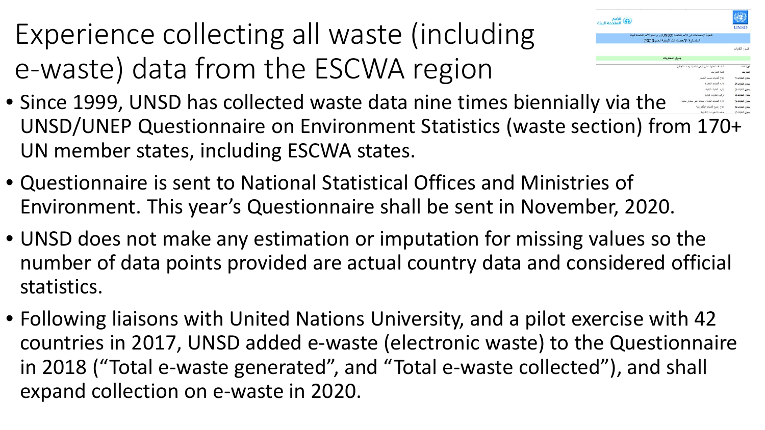# Experience collecting all waste (including e-waste) data from the ESCWA region

- Since 1999, UNSD has collected waste data nine times biennially via the UNSD/UNEP Questionnaire on Environment Statistics (waste section) from 170+ UN member states, including ESCWA states.
- Questionnaire is sent to National Statistical Offices and Ministries of Environment. This year's Questionnaire shall be sent in November, 2020.
- UNSD does not make any estimation or imputation for missing values so the number of data points provided are actual country data and considered official statistics.
- Following liaisons with United Nations University, and a pilot exercise with 42 countries in 2017, UNSD added e-waste (electronic waste) to the Questionnaire in 2018 ("Total e-waste generated", and "Total e-waste collected"), and shall expand collection on e-waste in 2020.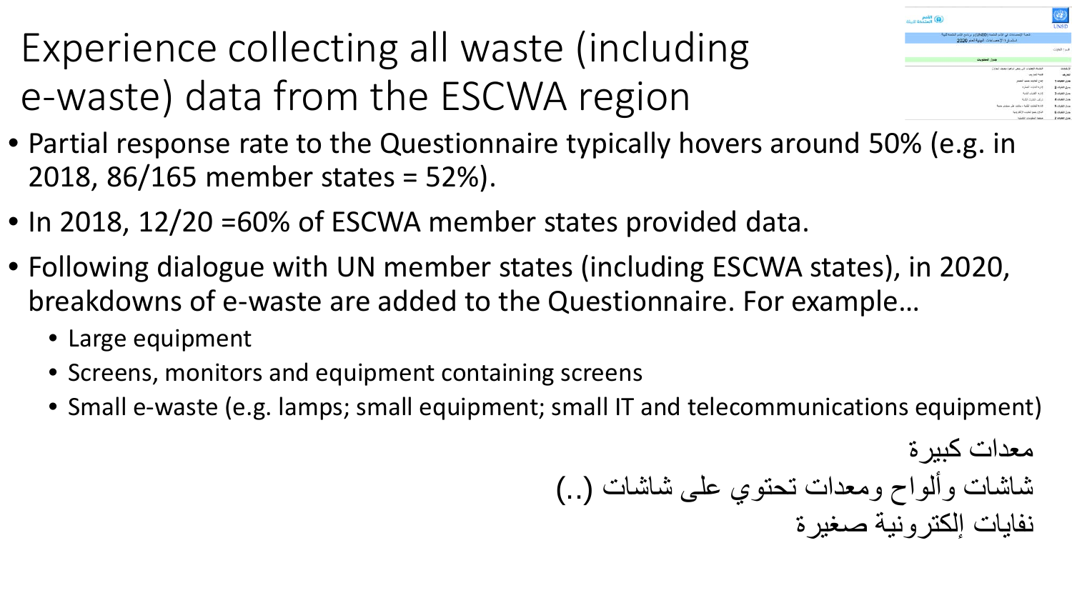# Experience collecting all waste (including e-waste) data from the ESCWA region

- Partial response rate to the Questionnaire typically hovers around 50% (e.g. in 2018, 86/165 member states = 52%).
- In 2018, 12/20 =60% of ESCWA member states provided data.
- Following dialogue with UN member states (including ESCWA states), in 2020, breakdowns of e-waste are added to the Questionnaire. For example…
  - Large equipment
  - Screens, monitors and equipment containing screens
  - Small e-waste (e.g. lamps; small equipment; small IT and telecommunications equipment)

معدات كبيرة

شاشات وألواح ومعدات تحتوي على شاشات (..)

نفايات إلكترونية صغيرة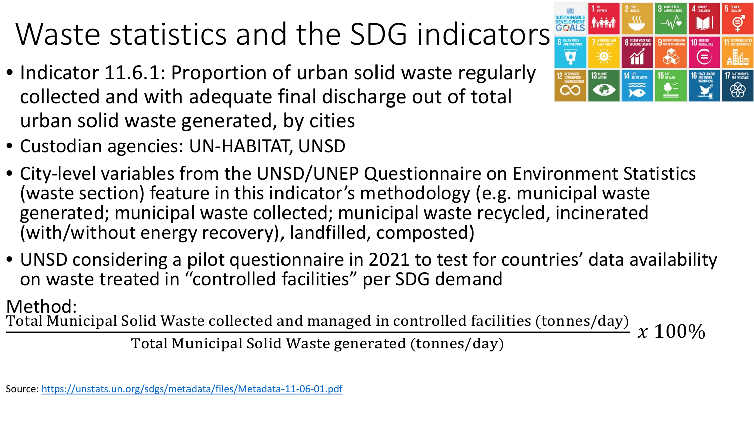# Waste statistics and the SDG indicators

- Indicator 11.6.1: Proportion of urban solid waste regularly collected and with adequate final discharge out of total urban solid waste generated, by cities
- Custodian agencies: UN-HABITAT, UNSD
- City-level variables from the UNSD/UNEP Questionnaire on Environment Statistics (waste section) feature in this indicator's methodology (e.g. municipal waste generated; municipal waste collected; municipal waste recycled, incinerated (with/without energy recovery), landfilled, composted)
- UNSD considering a pilot questionnaire in 2021 to test for countries' data availability on waste treated in "controlled facilities" per SDG demand

Method:

$$\frac{\text{Total Municipal Solid Waste collected and managed in controlled facilities (tonnes/day)}}{\text{Total Municipal Solid Waste generated (tonnes/day)}} \; x \; 100\%$$

Source: https://unstats.un.org/sdgs/metadata/files/Metadata-11-06-01.pdf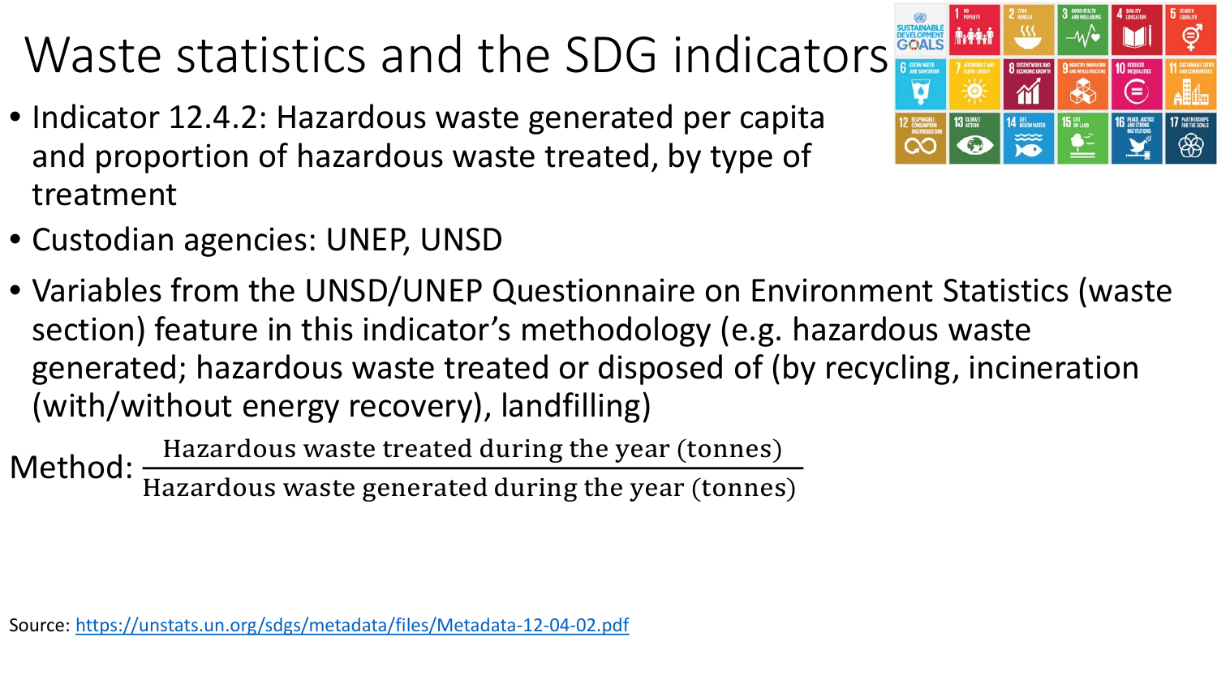# Waste statistics and the SDG indicators

- Indicator 12.4.2: Hazardous waste generated per capita and proportion of hazardous waste treated, by type of treatment
- Custodian agencies: UNEP, UNSD
- Variables from the UNSD/UNEP Questionnaire on Environment Statistics (waste section) feature in this indicator's methodology (e.g. hazardous waste generated; hazardous waste treated or disposed of (by recycling, incineration (with/without energy recovery), landfilling)

Method: $\frac{\text{Hazardous waste treated during the year (tonnes)}}{\text{Hazardous waste generated during the year (tonnes)}}$

Source: https://unstats.un.org/sdgs/metadata/files/Metadata-12-04-02.pdf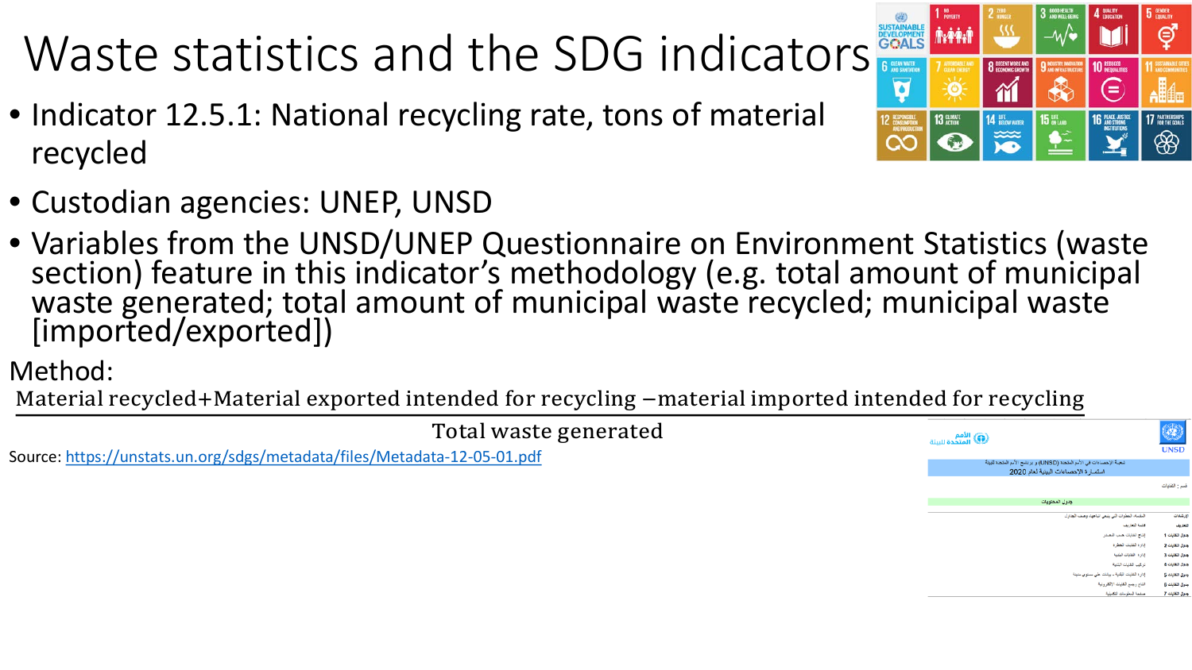# Waste statistics and the SDG indicators

- Indicator 12.5.1: National recycling rate, tons of material recycled
- Custodian agencies: UNEP, UNSD
- Variables from the UNSD/UNEP Questionnaire on Environment Statistics (waste section) feature in this indicator's methodology (e.g. total amount of municipal waste generated; total amount of municipal waste recycled; municipal waste [imported/exported])

Method:

$$\frac{\text{Material recycled} + \text{Material exported intended for recycling} - \text{material imported intended for recycling}}{\text{Total waste generated}}$$

Source: https://unstats.un.org/sdgs/metadata/files/Metadata-12-05-01.pdf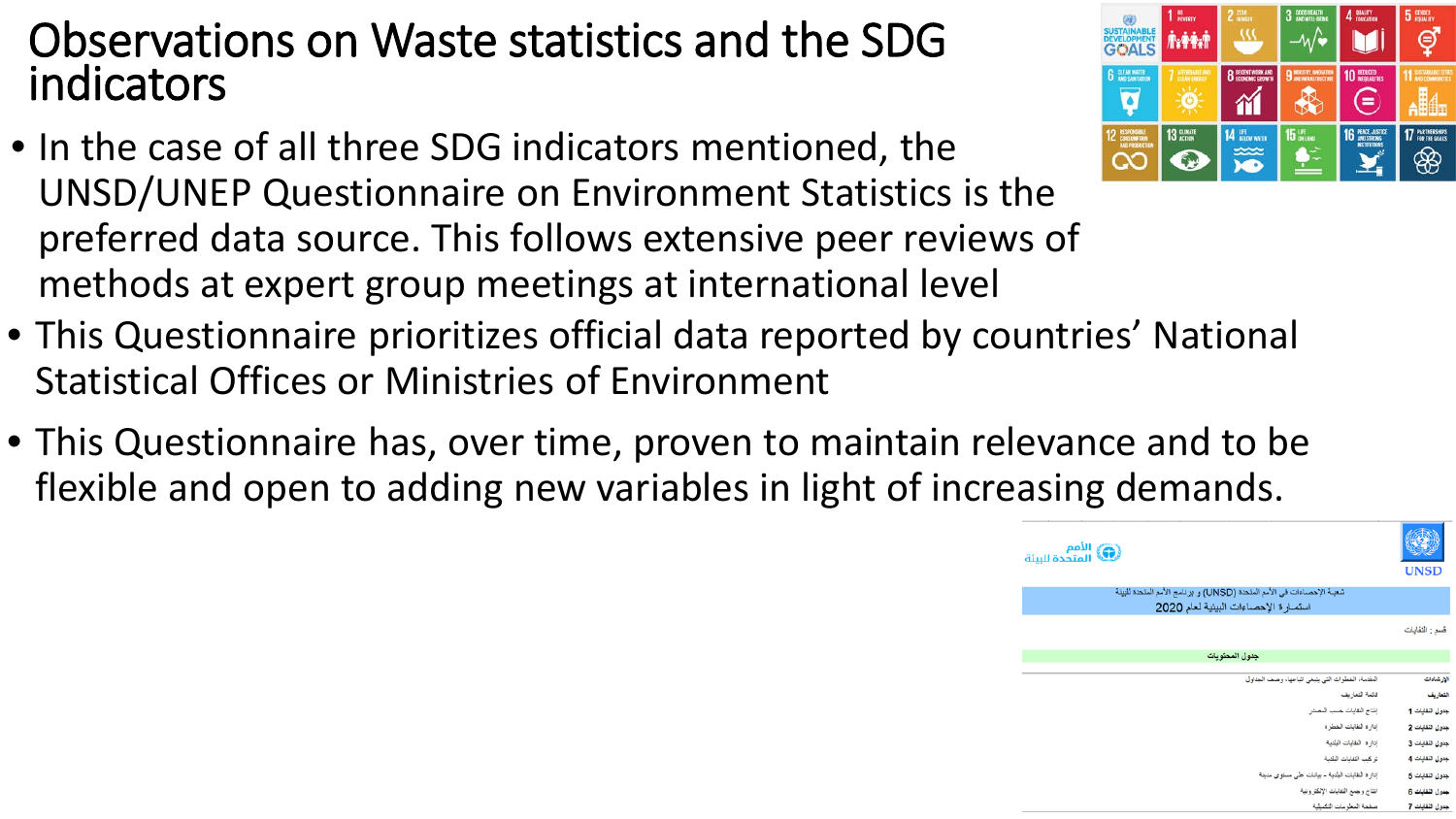# Observations on Waste statistics and the SDG indicators

- In the case of all three SDG indicators mentioned, the UNSD/UNEP Questionnaire on Environment Statistics is the preferred data source. This follows extensive peer reviews of methods at expert group meetings at international level
- This Questionnaire prioritizes official data reported by countries' National Statistical Offices or Ministries of Environment
- This Questionnaire has, over time, proven to maintain relevance and to be flexible and open to adding new variables in light of increasing demands.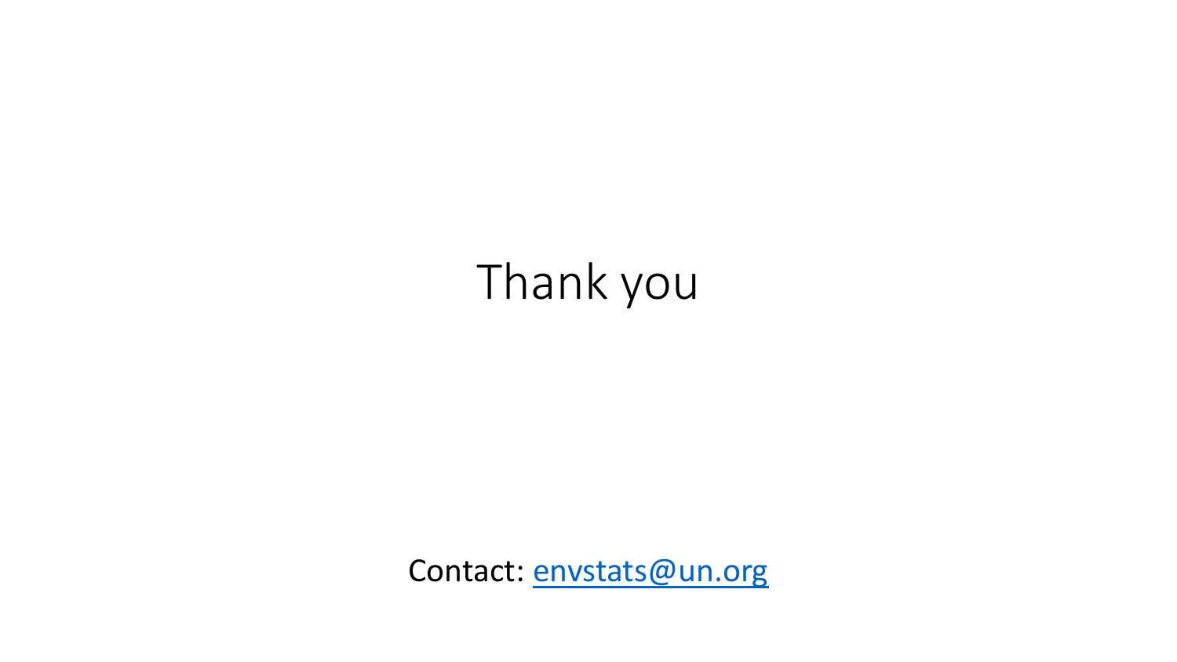# Thank you

Contact: [envstats@un.org](mailto:envstats@un.org)